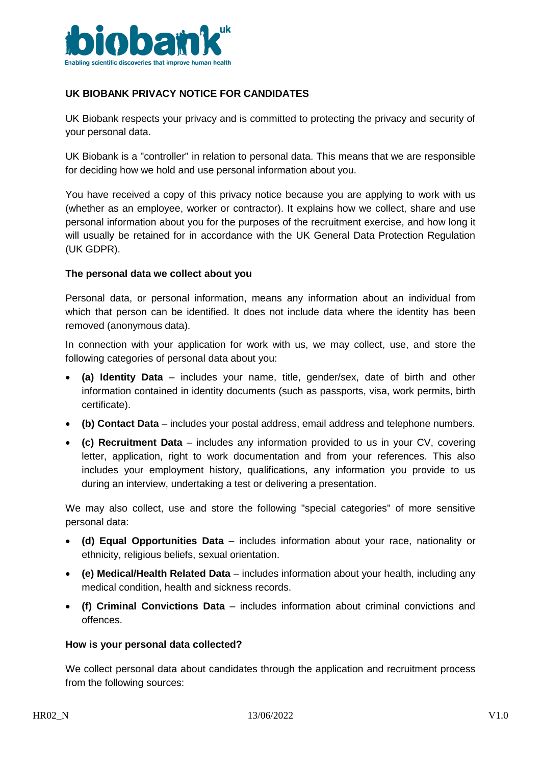# UK BIOBANK PRIVACY NOTICE FOR CANDIDATES

UK Biobank respects your privacy and is committed to protecting the privacy and security of your personal data.

UK Biobank is a "controller" in relation to personal data. This means that we are responsible for deciding how we hold and use personal information about you.

You have received a copy of this privacy notice because you are applying to work with us (whether as an employee, worker or contractor). It explains how we collect, share and use personal information about you for the purposes of the recruitment exercise, and how long it will usually be retained for in accordance with the UK General Data Protection Regulation (UK GDPR).

## The personal data we collect about you

Personal data, or personal information, means any information about an individual from which that person can be identified. It does not include data where the identity has been removed (anonymous data).

In connection with your application for work with us, we may collect, use, and store the following categories of personal data about you:

- **(a) Identity Data** – includes your name, title, gender/sex, date of birth and other information contained in identity documents (such as passports, visa, work permits, birth certificate).
- **(b) Contact Data** – includes your postal address, email address and telephone numbers.
- **(c) Recruitment Data** – includes any information provided to us in your CV, covering letter, application, right to work documentation and from your references. This also includes your employment history, qualifications, any information you provide to us during an interview, undertaking a test or delivering a presentation.

We may also collect, use and store the following "special categories" of more sensitive personal data:

- **(d) Equal Opportunities Data** – includes information about your race, nationality or ethnicity, religious beliefs, sexual orientation.
- **(e) Medical/Health Related Data** – includes information about your health, including any medical condition, health and sickness records.
- **(f) Criminal Convictions Data** – includes information about criminal convictions and offences.

## How is your personal data collected?

We collect personal data about candidates through the application and recruitment process from the following sources: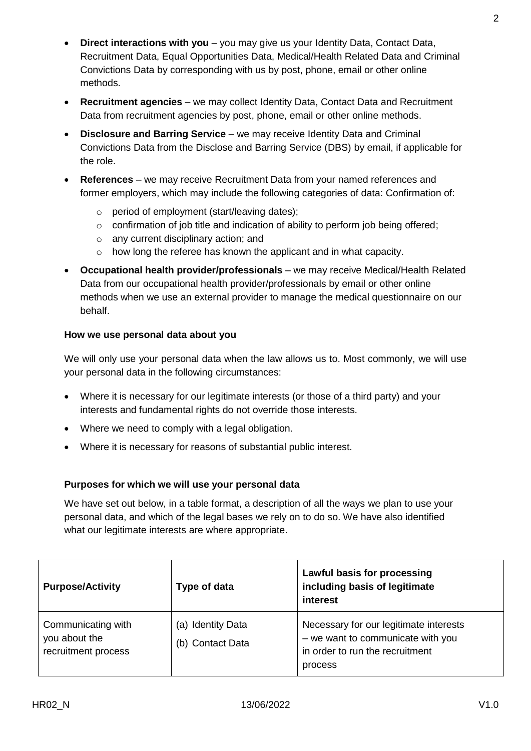- **Direct interactions with you** – you may give us your Identity Data, Contact Data, Recruitment Data, Equal Opportunities Data, Medical/Health Related Data and Criminal Convictions Data by corresponding with us by post, phone, email or other online methods.
- **Recruitment agencies** – we may collect Identity Data, Contact Data and Recruitment Data from recruitment agencies by post, phone, email or other online methods.
- **Disclosure and Barring Service** – we may receive Identity Data and Criminal Convictions Data from the Disclose and Barring Service (DBS) by email, if applicable for the role.
- **References** – we may receive Recruitment Data from your named references and former employers, which may include the following categories of data: Confirmation of:
  - period of employment (start/leaving dates);
  - confirmation of job title and indication of ability to perform job being offered;
  - any current disciplinary action; and
  - how long the referee has known the applicant and in what capacity.
- **Occupational health provider/professionals** – we may receive Medical/Health Related Data from our occupational health provider/professionals by email or other online methods when we use an external provider to manage the medical questionnaire on our behalf.

**How we use personal data about you**

We will only use your personal data when the law allows us to. Most commonly, we will use your personal data in the following circumstances:

- Where it is necessary for our legitimate interests (or those of a third party) and your interests and fundamental rights do not override those interests.
- Where we need to comply with a legal obligation.
- Where it is necessary for reasons of substantial public interest.

**Purposes for which we will use your personal data**

We have set out below, in a table format, a description of all the ways we plan to use your personal data, and which of the legal bases we rely on to do so. We have also identified what our legitimate interests are where appropriate.

| **Purpose/Activity** | **Type of data** | **Lawful basis for processing including basis of legitimate interest** |
|---|---|---|
| Communicating with you about the recruitment process | (a) Identity Data<br>(b) Contact Data | Necessary for our legitimate interests – we want to communicate with you in order to run the recruitment process |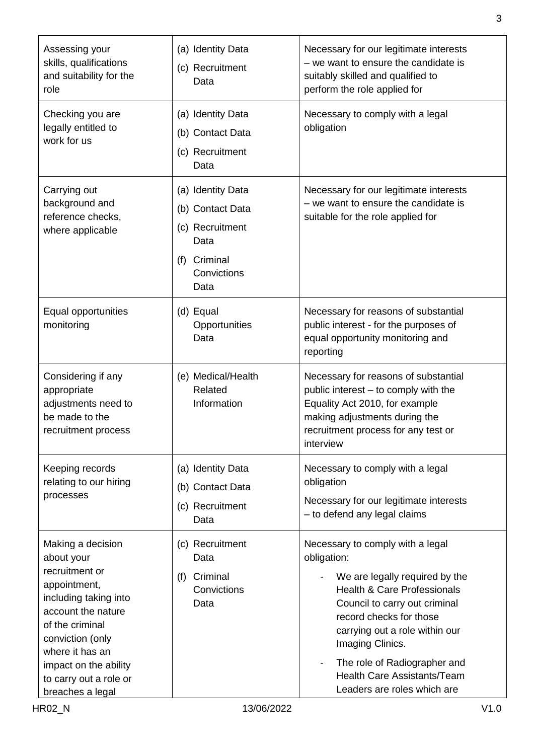| | | |
|---|---|---|
| Assessing your skills, qualifications and suitability for the role | (a) Identity Data<br>(c) Recruitment Data | Necessary for our legitimate interests – we want to ensure the candidate is suitably skilled and qualified to perform the role applied for |
| Checking you are legally entitled to work for us | (a) Identity Data<br>(b) Contact Data<br>(c) Recruitment Data | Necessary to comply with a legal obligation |
| Carrying out background and reference checks, where applicable | (a) Identity Data<br>(b) Contact Data<br>(c) Recruitment Data<br>(f) Criminal Convictions Data | Necessary for our legitimate interests – we want to ensure the candidate is suitable for the role applied for |
| Equal opportunities monitoring | (d) Equal Opportunities Data | Necessary for reasons of substantial public interest - for the purposes of equal opportunity monitoring and reporting |
| Considering if any appropriate adjustments need to be made to the recruitment process | (e) Medical/Health Related Information | Necessary for reasons of substantial public interest – to comply with the Equality Act 2010, for example making adjustments during the recruitment process for any test or interview |
| Keeping records relating to our hiring processes | (a) Identity Data<br>(b) Contact Data<br>(c) Recruitment Data | Necessary to comply with a legal obligation<br>Necessary for our legitimate interests – to defend any legal claims |
| Making a decision about your recruitment or appointment, including taking into account the nature of the criminal conviction (only where it has an impact on the ability to carry out a role or breaches a legal | (c) Recruitment Data<br>(f) Criminal Convictions Data | Necessary to comply with a legal obligation:<br>- We are legally required by the Health & Care Professionals Council to carry out criminal record checks for those carrying out a role within our Imaging Clinics.<br>- The role of Radiographer and Health Care Assistants/Team Leaders are roles which are |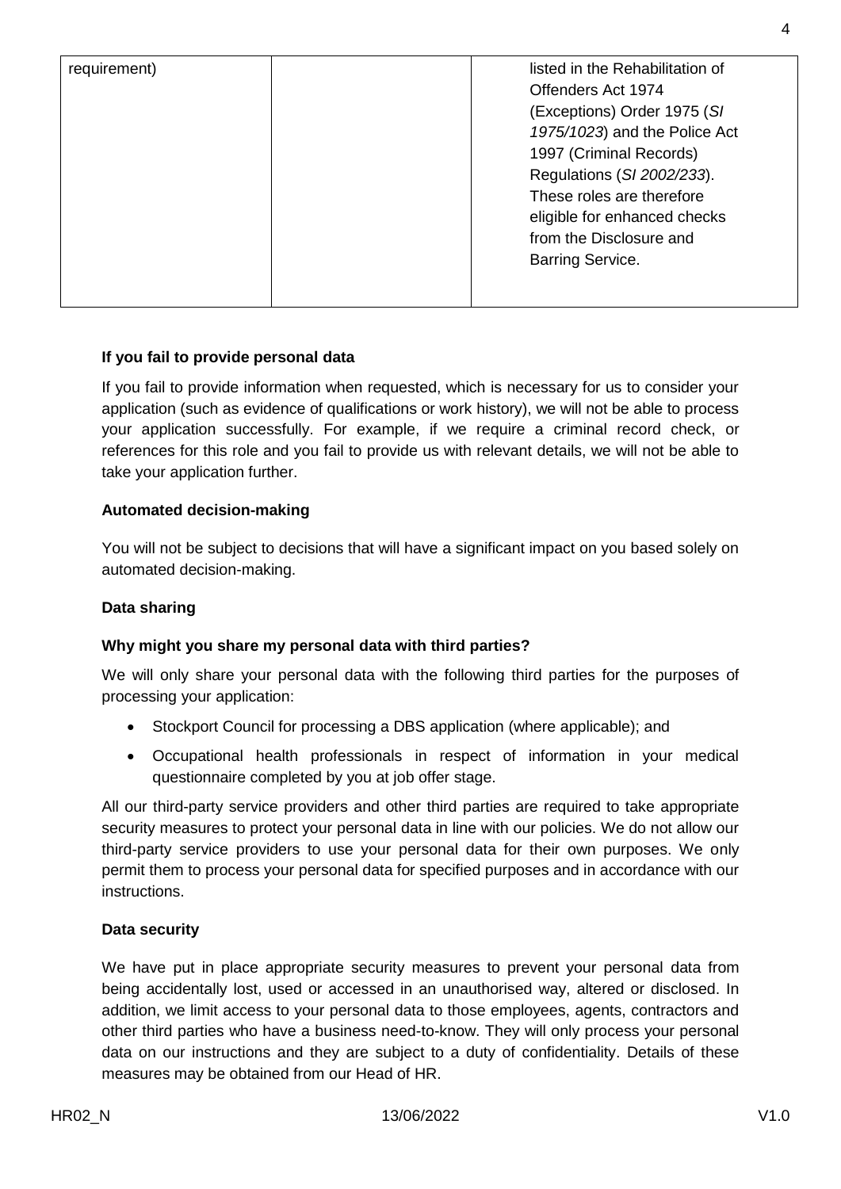| requirement) | | listed in the Rehabilitation of Offenders Act 1974 (Exceptions) Order 1975 (*SI 1975/1023*) and the Police Act 1997 (Criminal Records) Regulations (*SI 2002/233*). These roles are therefore eligible for enhanced checks from the Disclosure and Barring Service. |
|---|---|---|

**If you fail to provide personal data**

If you fail to provide information when requested, which is necessary for us to consider your application (such as evidence of qualifications or work history), we will not be able to process your application successfully. For example, if we require a criminal record check, or references for this role and you fail to provide us with relevant details, we will not be able to take your application further.

**Automated decision-making**

You will not be subject to decisions that will have a significant impact on you based solely on automated decision-making.

**Data sharing**

**Why might you share my personal data with third parties?**

We will only share your personal data with the following third parties for the purposes of processing your application:

- Stockport Council for processing a DBS application (where applicable); and
- Occupational health professionals in respect of information in your medical questionnaire completed by you at job offer stage.

All our third-party service providers and other third parties are required to take appropriate security measures to protect your personal data in line with our policies. We do not allow our third-party service providers to use your personal data for their own purposes. We only permit them to process your personal data for specified purposes and in accordance with our instructions.

**Data security**

We have put in place appropriate security measures to prevent your personal data from being accidentally lost, used or accessed in an unauthorised way, altered or disclosed. In addition, we limit access to your personal data to those employees, agents, contractors and other third parties who have a business need-to-know. They will only process your personal data on our instructions and they are subject to a duty of confidentiality. Details of these measures may be obtained from our Head of HR.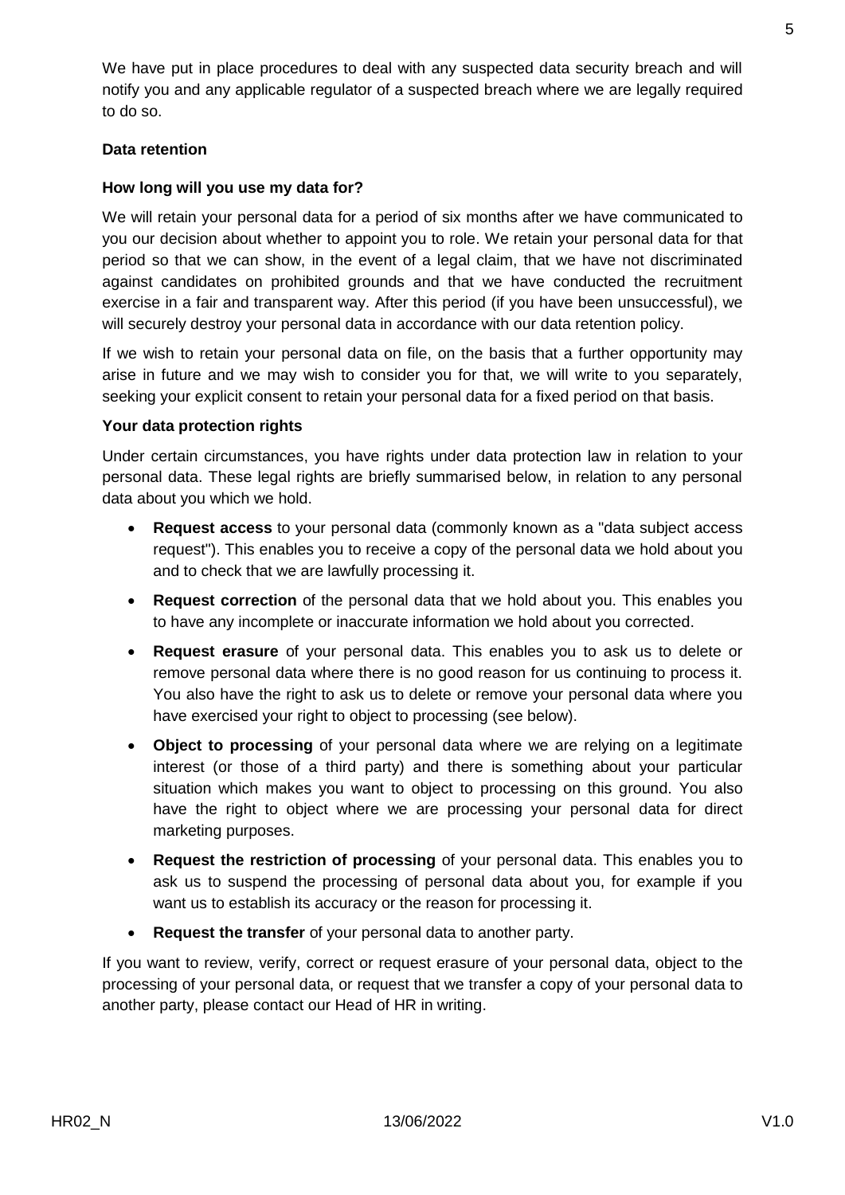We have put in place procedures to deal with any suspected data security breach and will notify you and any applicable regulator of a suspected breach where we are legally required to do so.

**Data retention**

**How long will you use my data for?**

We will retain your personal data for a period of six months after we have communicated to you our decision about whether to appoint you to role. We retain your personal data for that period so that we can show, in the event of a legal claim, that we have not discriminated against candidates on prohibited grounds and that we have conducted the recruitment exercise in a fair and transparent way. After this period (if you have been unsuccessful), we will securely destroy your personal data in accordance with our data retention policy.

If we wish to retain your personal data on file, on the basis that a further opportunity may arise in future and we may wish to consider you for that, we will write to you separately, seeking your explicit consent to retain your personal data for a fixed period on that basis.

**Your data protection rights**

Under certain circumstances, you have rights under data protection law in relation to your personal data. These legal rights are briefly summarised below, in relation to any personal data about you which we hold.

- **Request access** to your personal data (commonly known as a "data subject access request"). This enables you to receive a copy of the personal data we hold about you and to check that we are lawfully processing it.
- **Request correction** of the personal data that we hold about you. This enables you to have any incomplete or inaccurate information we hold about you corrected.
- **Request erasure** of your personal data. This enables you to ask us to delete or remove personal data where there is no good reason for us continuing to process it. You also have the right to ask us to delete or remove your personal data where you have exercised your right to object to processing (see below).
- **Object to processing** of your personal data where we are relying on a legitimate interest (or those of a third party) and there is something about your particular situation which makes you want to object to processing on this ground. You also have the right to object where we are processing your personal data for direct marketing purposes.
- **Request the restriction of processing** of your personal data. This enables you to ask us to suspend the processing of personal data about you, for example if you want us to establish its accuracy or the reason for processing it.
- **Request the transfer** of your personal data to another party.

If you want to review, verify, correct or request erasure of your personal data, object to the processing of your personal data, or request that we transfer a copy of your personal data to another party, please contact our Head of HR in writing.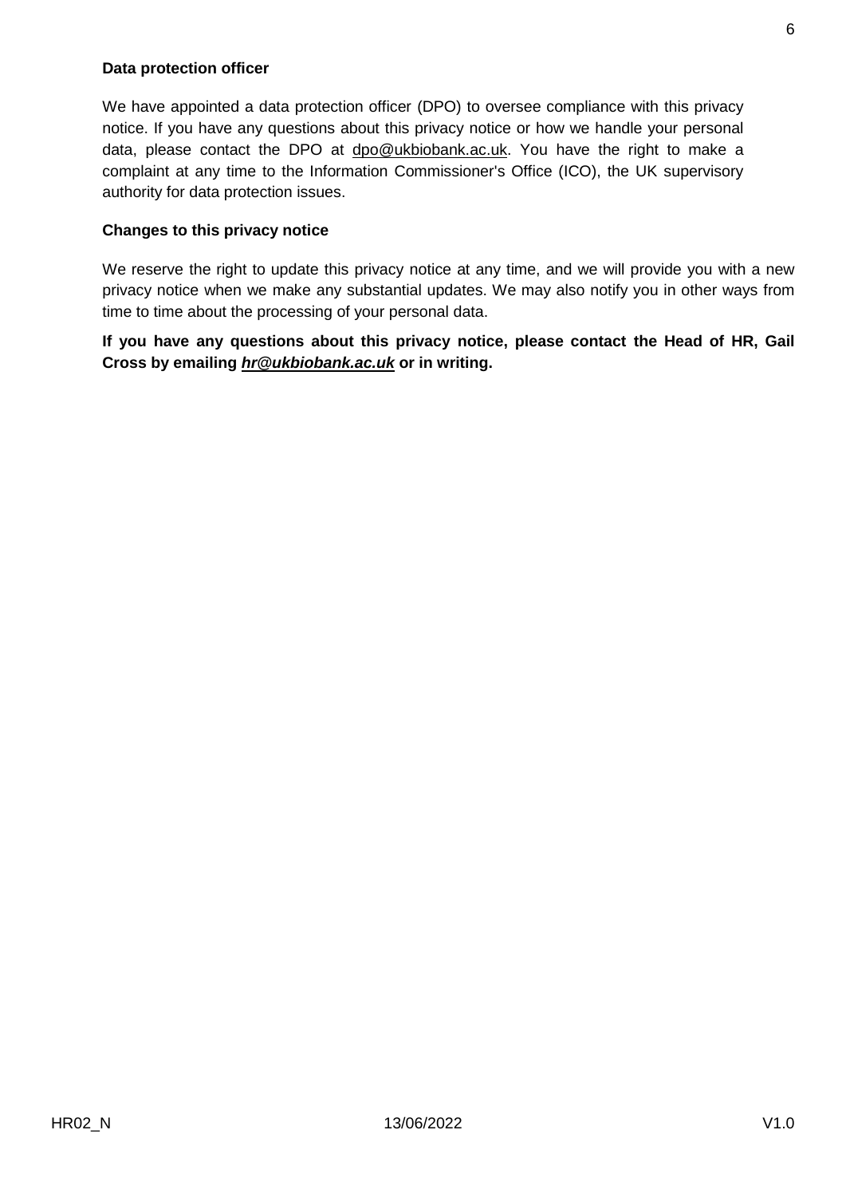**Data protection officer**

We have appointed a data protection officer (DPO) to oversee compliance with this privacy notice. If you have any questions about this privacy notice or how we handle your personal data, please contact the DPO at dpo@ukbiobank.ac.uk. You have the right to make a complaint at any time to the Information Commissioner's Office (ICO), the UK supervisory authority for data protection issues.

**Changes to this privacy notice**

We reserve the right to update this privacy notice at any time, and we will provide you with a new privacy notice when we make any substantial updates. We may also notify you in other ways from time to time about the processing of your personal data.

**If you have any questions about this privacy notice, please contact the Head of HR, Gail Cross by emailing *hr@ukbiobank.ac.uk* or in writing.**